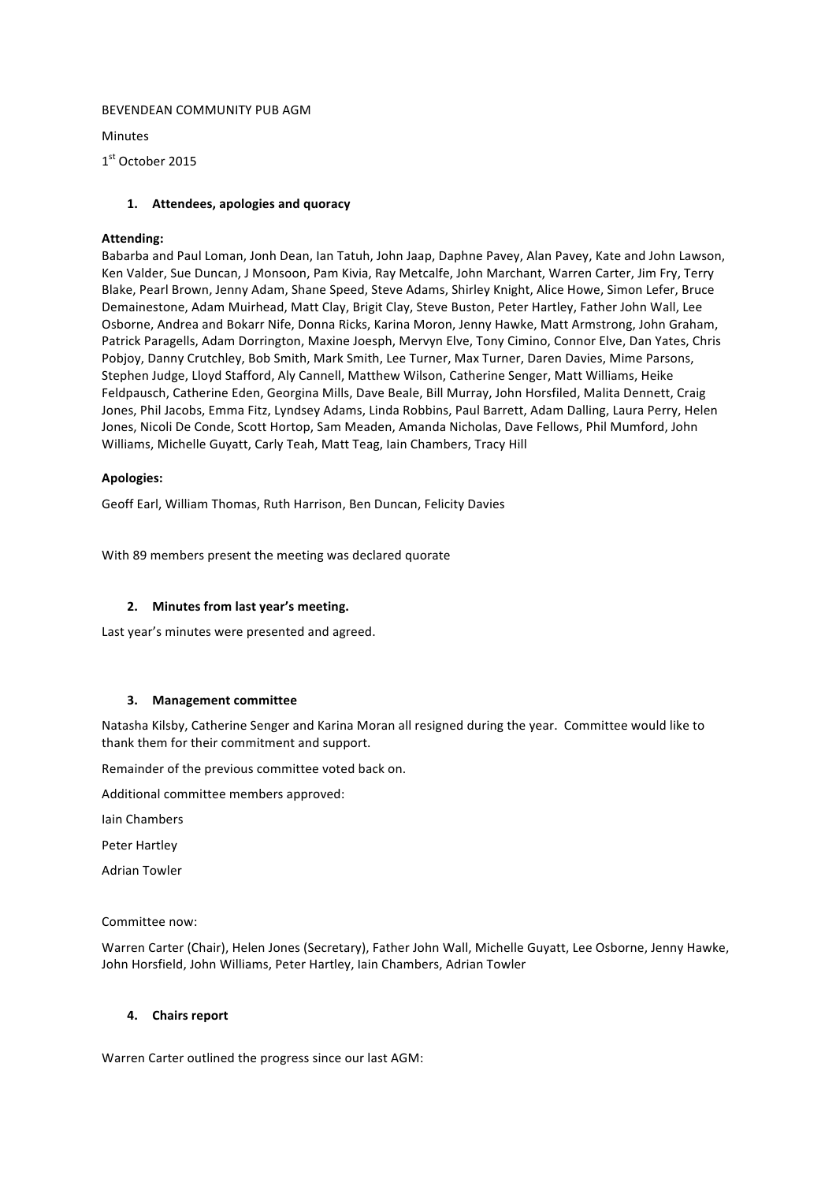BEVENDEAN COMMUNITY PUB AGM

Minutes

1st October 2015

1. **Attendees, apologies and quoracy**

**Attending:**
Bababra and Paul Loman, Jonh Dean, Ian Tatuh, John Jaap, Daphne Pavey, Alan Pavey, Kate and John Lawson, Ken Valder, Sue Duncan, J Monsoon, Pam Kivia, Ray Metcalfe, John Marchant, Warren Carter, Jim Fry, Terry Blake, Pearl Brown, Jenny Adam, Shane Speed, Steve Adams, Shirley Knight, Alice Howe, Simon Lefer, Bruce Demainestone, Adam Muirhead, Matt Clay, Brigit Clay, Steve Buston, Peter Hartley, Father John Wall, Lee Osborne, Andrea and Bokarr Nife, Donna Ricks, Karina Moron, Jenny Hawke, Matt Armstrong, John Graham, Patrick Paragells, Adam Dorrington, Maxine Joesph, Mervyn Elve, Tony Cimino, Connor Elve, Dan Yates, Chris Pobjoy, Danny Crutchley, Bob Smith, Mark Smith, Lee Turner, Max Turner, Daren Davies, Mime Parsons, Stephen Judge, Lloyd Stafford, Aly Cannell, Matthew Wilson, Catherine Senger, Matt Williams, Heike Feldpausch, Catherine Eden, Georgina Mills, Dave Beale, Bill Murray, John Horsfiled, Malita Dennett, Craig Jones, Phil Jacobs, Emma Fitz, Lyndsey Adams, Linda Robbins, Paul Barrett, Adam Dalling, Laura Perry, Helen Jones, Nicoli De Conde, Scott Hortop, Sam Meaden, Amanda Nicholas, Dave Fellows, Phil Mumford, John Williams, Michelle Guyatt, Carly Teah, Matt Teag, Iain Chambers, Tracy Hill

**Apologies:**

Geoff Earl, William Thomas, Ruth Harrison, Ben Duncan, Felicity Davies

With 89 members present the meeting was declared quorate

2. **Minutes from last year's meeting.**

Last year's minutes were presented and agreed.

3. **Management committee**

Natasha Kilsby, Catherine Senger and Karina Moran all resigned during the year. Committee would like to thank them for their commitment and support.

Remainder of the previous committee voted back on.

Additional committee members approved:

Iain Chambers

Peter Hartley

Adrian Towler

Committee now:

Warren Carter (Chair), Helen Jones (Secretary), Father John Wall, Michelle Guyatt, Lee Osborne, Jenny Hawke, John Horsfield, John Williams, Peter Hartley, Iain Chambers, Adrian Towler

4. **Chairs report**

Warren Carter outlined the progress since our last AGM: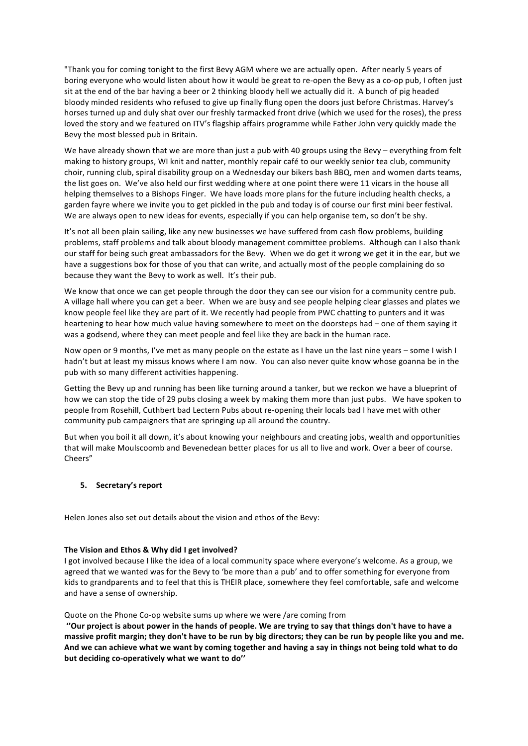"Thank you for coming tonight to the first Bevy AGM where we are actually open. After nearly 5 years of boring everyone who would listen about how it would be great to re-open the Bevy as a co-op pub, I often just sit at the end of the bar having a beer or 2 thinking bloody hell we actually did it. A bunch of pig headed bloody minded residents who refused to give up finally flung open the doors just before Christmas. Harvey's horses turned up and duly shat over our freshly tarmacked front drive (which we used for the roses), the press loved the story and we featured on ITV's flagship affairs programme while Father John very quickly made the Bevy the most blessed pub in Britain.

We have already shown that we are more than just a pub with 40 groups using the Bevy – everything from felt making to history groups, WI knit and natter, monthly repair café to our weekly senior tea club, community choir, running club, spiral disability group on a Wednesday our bikers bash BBQ, men and women darts teams, the list goes on. We've also held our first wedding where at one point there were 11 vicars in the house all helping themselves to a Bishops Finger. We have loads more plans for the future including health checks, a garden fayre where we invite you to get pickled in the pub and today is of course our first mini beer festival. We are always open to new ideas for events, especially if you can help organise tem, so don't be shy.

It's not all been plain sailing, like any new businesses we have suffered from cash flow problems, building problems, staff problems and talk about bloody management committee problems. Although can I also thank our staff for being such great ambassadors for the Bevy. When we do get it wrong we get it in the ear, but we have a suggestions box for those of you that can write, and actually most of the people complaining do so because they want the Bevy to work as well. It's their pub.

We know that once we can get people through the door they can see our vision for a community centre pub. A village hall where you can get a beer. When we are busy and see people helping clear glasses and plates we know people feel like they are part of it. We recently had people from PWC chatting to punters and it was heartening to hear how much value having somewhere to meet on the doorsteps had – one of them saying it was a godsend, where they can meet people and feel like they are back in the human race.

Now open or 9 months, I've met as many people on the estate as I have un the last nine years – some I wish I hadn't but at least my missus knows where I am now. You can also never quite know whose goanna be in the pub with so many different activities happening.

Getting the Bevy up and running has been like turning around a tanker, but we reckon we have a blueprint of how we can stop the tide of 29 pubs closing a week by making them more than just pubs. We have spoken to people from Rosehill, Cuthbert bad Lectern Pubs about re-opening their locals bad I have met with other community pub campaigners that are springing up all around the country.

But when you boil it all down, it's about knowing your neighbours and creating jobs, wealth and opportunities that will make Moulscoomb and Bevenedean better places for us all to live and work. Over a beer of course. Cheers"

**5. Secretary's report**

Helen Jones also set out details about the vision and ethos of the Bevy:

**The Vision and Ethos & Why did I get involved?**

I got involved because I like the idea of a local community space where everyone's welcome. As a group, we agreed that we wanted was for the Bevy to 'be more than a pub' and to offer something for everyone from kids to grandparents and to feel that this is THEIR place, somewhere they feel comfortable, safe and welcome and have a sense of ownership.

Quote on the Phone Co-op website sums up where we were /are coming from

**''Our project is about power in the hands of people. We are trying to say that things don't have to have a massive profit margin; they don't have to be run by big directors; they can be run by people like you and me. And we can achieve what we want by coming together and having a say in things not being told what to do but deciding co-operatively what we want to do''**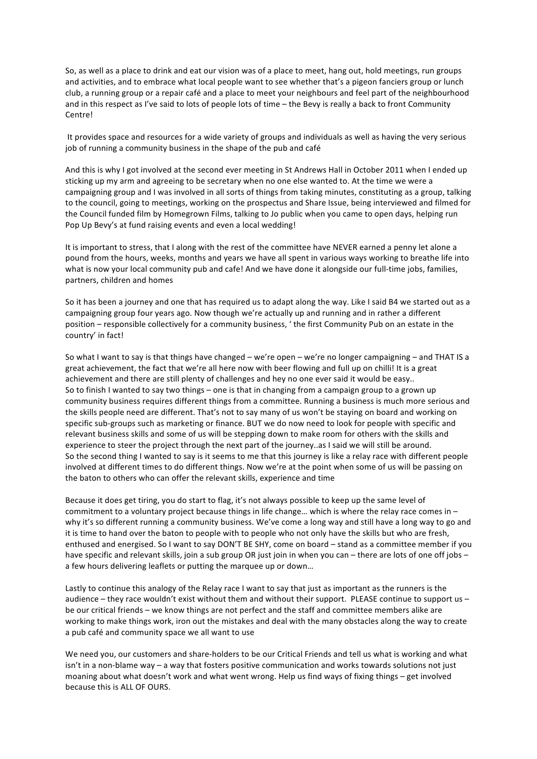So, as well as a place to drink and eat our vision was of a place to meet, hang out, hold meetings, run groups and activities, and to embrace what local people want to see whether that's a pigeon fanciers group or lunch club, a running group or a repair café and a place to meet your neighbours and feel part of the neighbourhood and in this respect as I've said to lots of people lots of time – the Bevy is really a back to front Community Centre!

It provides space and resources for a wide variety of groups and individuals as well as having the very serious job of running a community business in the shape of the pub and café

And this is why I got involved at the second ever meeting in St Andrews Hall in October 2011 when I ended up sticking up my arm and agreeing to be secretary when no one else wanted to. At the time we were a campaigning group and I was involved in all sorts of things from taking minutes, constituting as a group, talking to the council, going to meetings, working on the prospectus and Share Issue, being interviewed and filmed for the Council funded film by Homegrown Films, talking to Jo public when you came to open days, helping run Pop Up Bevy's at fund raising events and even a local wedding!

It is important to stress, that I along with the rest of the committee have NEVER earned a penny let alone a pound from the hours, weeks, months and years we have all spent in various ways working to breathe life into what is now your local community pub and cafe! And we have done it alongside our full-time jobs, families, partners, children and homes

So it has been a journey and one that has required us to adapt along the way. Like I said B4 we started out as a campaigning group four years ago. Now though we're actually up and running and in rather a different position – responsible collectively for a community business, ' the first Community Pub on an estate in the country' in fact!

So what I want to say is that things have changed – we're open – we're no longer campaigning – and THAT IS a great achievement, the fact that we're all here now with beer flowing and full up on chilli! It is a great achievement and there are still plenty of challenges and hey no one ever said it would be easy..
So to finish I wanted to say two things – one is that in changing from a campaign group to a grown up community business requires different things from a committee. Running a business is much more serious and the skills people need are different. That's not to say many of us won't be staying on board and working on specific sub-groups such as marketing or finance. BUT we do now need to look for people with specific and relevant business skills and some of us will be stepping down to make room for others with the skills and experience to steer the project through the next part of the journey..as I said we will still be around.
So the second thing I wanted to say is it seems to me that this journey is like a relay race with different people involved at different times to do different things. Now we're at the point when some of us will be passing on the baton to others who can offer the relevant skills, experience and time

Because it does get tiring, you do start to flag, it's not always possible to keep up the same level of commitment to a voluntary project because things in life change… which is where the relay race comes in – why it's so different running a community business. We've come a long way and still have a long way to go and it is time to hand over the baton to people with to people who not only have the skills but who are fresh, enthused and energised. So I want to say DON'T BE SHY, come on board – stand as a committee member if you have specific and relevant skills, join a sub group OR just join in when you can – there are lots of one off jobs – a few hours delivering leaflets or putting the marquee up or down…

Lastly to continue this analogy of the Relay race I want to say that just as important as the runners is the audience – they race wouldn't exist without them and without their support. PLEASE continue to support us – be our critical friends – we know things are not perfect and the staff and committee members alike are working to make things work, iron out the mistakes and deal with the many obstacles along the way to create a pub café and community space we all want to use

We need you, our customers and share-holders to be our Critical Friends and tell us what is working and what isn't in a non-blame way – a way that fosters positive communication and works towards solutions not just moaning about what doesn't work and what went wrong. Help us find ways of fixing things – get involved because this is ALL OF OURS.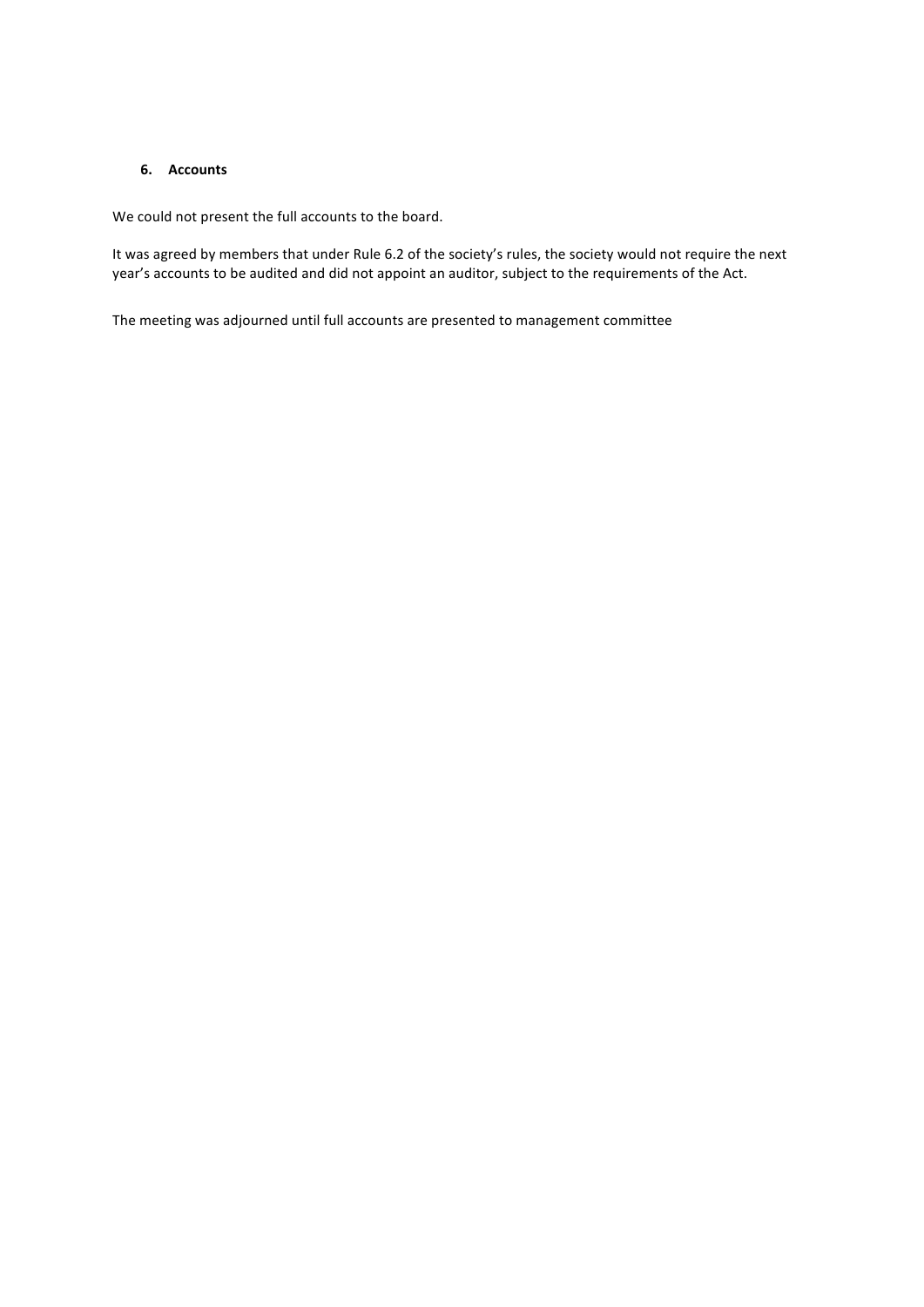### 6. Accounts

We could not present the full accounts to the board.

It was agreed by members that under Rule 6.2 of the society's rules, the society would not require the next year's accounts to be audited and did not appoint an auditor, subject to the requirements of the Act.

The meeting was adjourned until full accounts are presented to management committee